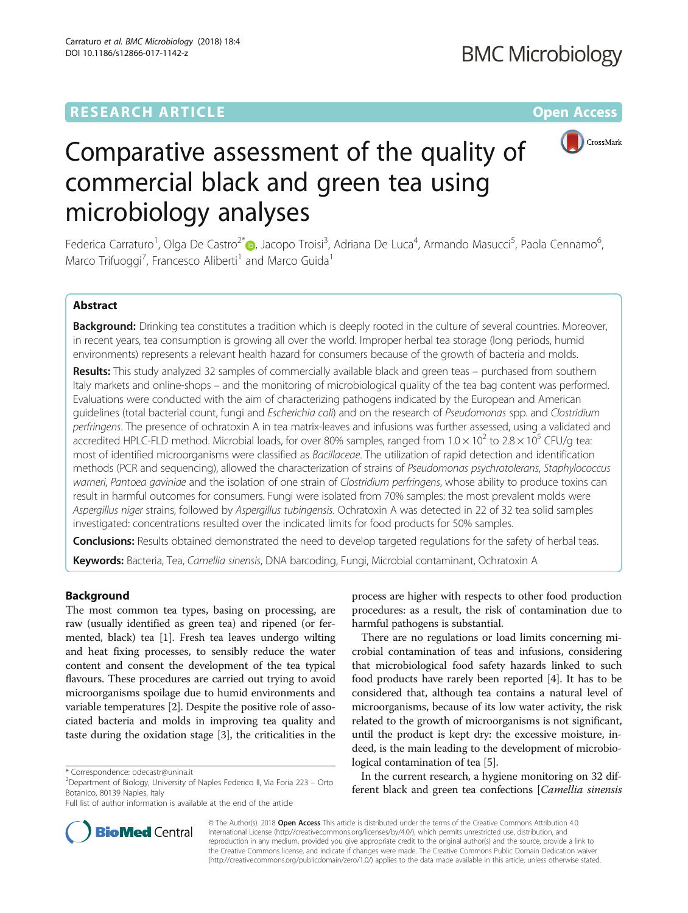RESEARCH ARTICLE

Open Access

# Comparative assessment of the quality of commercial black and green tea using microbiology analyses

Federica Carraturo[1], Olga De Castro[2*], Jacopo Troisi[3], Adriana De Luca[4], Armando Masucci[5], Paola Cennamo[6], Marco Trifuoggi[7], Francesco Aliberti[1] and Marco Guida[1]

## Abstract

**Background:** Drinking tea constitutes a tradition which is deeply rooted in the culture of several countries. Moreover, in recent years, tea consumption is growing all over the world. Improper herbal tea storage (long periods, humid environments) represents a relevant health hazard for consumers because of the growth of bacteria and molds.

**Results:** This study analyzed 32 samples of commercially available black and green teas – purchased from southern Italy markets and online-shops – and the monitoring of microbiological quality of the tea bag content was performed. Evaluations were conducted with the aim of characterizing pathogens indicated by the European and American guidelines (total bacterial count, fungi and *Escherichia coli*) and on the research of *Pseudomonas* spp. and *Clostridium perfringens*. The presence of ochratoxin A in tea matrix-leaves and infusions was further assessed, using a validated and accredited HPLC-FLD method. Microbial loads, for over 80% samples, ranged from $1.0 \times 10^2$ to $2.8 \times 10^5$ CFU/g tea: most of identified microorganisms were classified as *Bacillaceae*. The utilization of rapid detection and identification methods (PCR and sequencing), allowed the characterization of strains of *Pseudomonas psychrotolerans*, *Staphylococcus warneri*, *Pantoea gaviniae* and the isolation of one strain of *Clostridium perfringens*, whose ability to produce toxins can result in harmful outcomes for consumers. Fungi were isolated from 70% samples: the most prevalent molds were *Aspergillus niger* strains, followed by *Aspergillus tubingensis*. Ochratoxin A was detected in 22 of 32 tea solid samples investigated: concentrations resulted over the indicated limits for food products for 50% samples.

**Conclusions:** Results obtained demonstrated the need to develop targeted regulations for the safety of herbal teas.

**Keywords:** Bacteria, Tea, *Camellia sinensis*, DNA barcoding, Fungi, Microbial contaminant, Ochratoxin A

## Background

The most common tea types, basing on processing, are raw (usually identified as green tea) and ripened (or fermented, black) tea [1]. Fresh tea leaves undergo wilting and heat fixing processes, to sensibly reduce the water content and consent the development of the tea typical flavours. These procedures are carried out trying to avoid microorganisms spoilage due to humid environments and variable temperatures [2]. Despite the positive role of associated bacteria and molds in improving tea quality and taste during the oxidation stage [3], the criticalities in the process are higher with respects to other food production procedures: as a result, the risk of contamination due to harmful pathogens is substantial.

There are no regulations or load limits concerning microbial contamination of teas and infusions, considering that microbiological food safety hazards linked to such food products have rarely been reported [4]. It has to be considered that, although tea contains a natural level of microorganisms, because of its low water activity, the risk related to the growth of microorganisms is not significant, until the product is kept dry: the excessive moisture, indeed, is the main leading to the development of microbiological contamination of tea [5].

In the current research, a hygiene monitoring on 32 different black and green tea confections [*Camellia sinensis*

\* Correspondence: odecastr@unina.it
[2]Department of Biology, University of Naples Federico II, Via Foria 223 – Orto Botanico, 80139 Naples, Italy
Full list of author information is available at the end of the article

© The Author(s). 2018 **Open Access** This article is distributed under the terms of the Creative Commons Attribution 4.0 International License (http://creativecommons.org/licenses/by/4.0/), which permits unrestricted use, distribution, and reproduction in any medium, provided you give appropriate credit to the original author(s) and the source, provide a link to the Creative Commons license, and indicate if changes were made. The Creative Commons Public Domain Dedication waiver (http://creativecommons.org/publicdomain/zero/1.0/) applies to the data made available in this article, unless otherwise stated.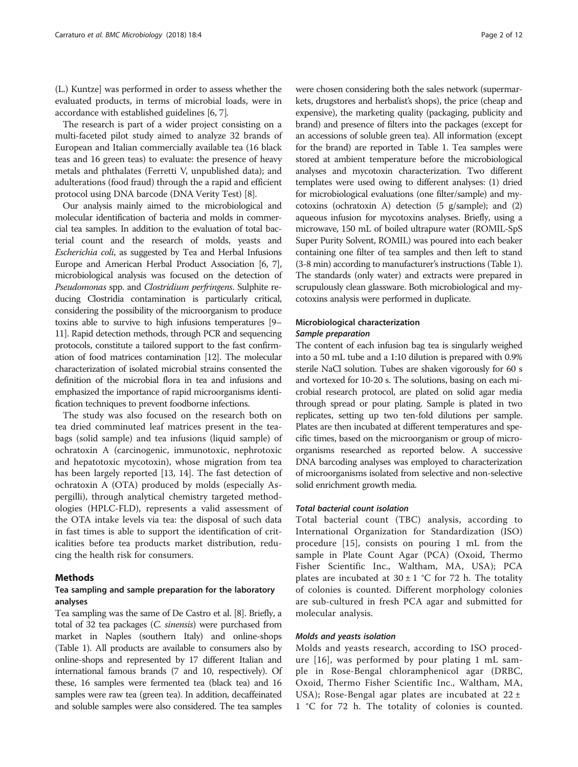(L.) Kuntze] was performed in order to assess whether the evaluated products, in terms of microbial loads, were in accordance with established guidelines [6, 7].

The research is part of a wider project consisting on a multi-faceted pilot study aimed to analyze 32 brands of European and Italian commercially available tea (16 black teas and 16 green teas) to evaluate: the presence of heavy metals and phthalates (Ferretti V, unpublished data); and adulterations (food fraud) through the a rapid and efficient protocol using DNA barcode (DNA Verity Test) [8].

Our analysis mainly aimed to the microbiological and molecular identification of bacteria and molds in commercial tea samples. In addition to the evaluation of total bacterial count and the research of molds, yeasts and *Escherichia coli*, as suggested by Tea and Herbal Infusions Europe and American Herbal Product Association [6, 7], microbiological analysis was focused on the detection of *Pseudomonas* spp. and *Clostridium perfringens*. Sulphite reducing Clostridia contamination is particularly critical, considering the possibility of the microorganism to produce toxins able to survive to high infusions temperatures [9–11]. Rapid detection methods, through PCR and sequencing protocols, constitute a tailored support to the fast confirmation of food matrices contamination [12]. The molecular characterization of isolated microbial strains consented the definition of the microbial flora in tea and infusions and emphasized the importance of rapid microorganisms identification techniques to prevent foodborne infections.

The study was also focused on the research both on tea dried comminuted leaf matrices present in the teabags (solid sample) and tea infusions (liquid sample) of ochratoxin A (carcinogenic, immunotoxic, nephrotoxic and hepatotoxic mycotoxin), whose migration from tea has been largely reported [13, 14]. The fast detection of ochratoxin A (OTA) produced by molds (especially Aspergilli), through analytical chemistry targeted methodologies (HPLC-FLD), represents a valid assessment of the OTA intake levels via tea: the disposal of such data in fast times is able to support the identification of criticalities before tea products market distribution, reducing the health risk for consumers.

## Methods

### Tea sampling and sample preparation for the laboratory analyses

Tea sampling was the same of De Castro et al. [8]. Briefly, a total of 32 tea packages (*C. sinensis*) were purchased from market in Naples (southern Italy) and online-shops (Table 1). All products are available to consumers also by online-shops and represented by 17 different Italian and international famous brands (7 and 10, respectively). Of these, 16 samples were fermented tea (black tea) and 16 samples were raw tea (green tea). In addition, decaffeinated and soluble samples were also considered. The tea samples were chosen considering both the sales network (supermarkets, drugstores and herbalist's shops), the price (cheap and expensive), the marketing quality (packaging, publicity and brand) and presence of filters into the packages (except for an accessions of soluble green tea). All information (except for the brand) are reported in Table 1. Tea samples were stored at ambient temperature before the microbiological analyses and mycotoxin characterization. Two different templates were used owing to different analyses: (1) dried for microbiological evaluations (one filter/sample) and mycotoxins (ochratoxin A) detection (5 g/sample); and (2) aqueous infusion for mycotoxins analyses. Briefly, using a microwave, 150 mL of boiled ultrapure water (ROMIL-SpS Super Purity Solvent, ROMIL) was poured into each beaker containing one filter of tea samples and then left to stand (3-8 min) according to manufacturer's instructions (Table 1). The standards (only water) and extracts were prepared in scrupulously clean glassware. Both microbiological and mycotoxins analysis were performed in duplicate.

### Microbiological characterization

#### Sample preparation

The content of each infusion bag tea is singularly weighed into a 50 mL tube and a 1:10 dilution is prepared with 0.9% sterile NaCl solution. Tubes are shaken vigorously for 60 s and vortexed for 10-20 s. The solutions, basing on each microbial research protocol, are plated on solid agar media through spread or pour plating. Sample is plated in two replicates, setting up two ten-fold dilutions per sample. Plates are then incubated at different temperatures and specific times, based on the microorganism or group of microorganisms researched as reported below. A successive DNA barcoding analyses was employed to characterization of microorganisms isolated from selective and non-selective solid enrichment growth media.

#### Total bacterial count isolation

Total bacterial count (TBC) analysis, according to International Organization for Standardization (ISO) procedure [15], consists on pouring 1 mL from the sample in Plate Count Agar (PCA) (Oxoid, Thermo Fisher Scientific Inc., Waltham, MA, USA); PCA plates are incubated at 30 ± 1 °C for 72 h. The totality of colonies is counted. Different morphology colonies are sub-cultured in fresh PCA agar and submitted for molecular analysis.

#### Molds and yeasts isolation

Molds and yeasts research, according to ISO procedure [16], was performed by pour plating 1 mL sample in Rose-Bengal chloramphenicol agar (DRBC, Oxoid, Thermo Fisher Scientific Inc., Waltham, MA, USA); Rose-Bengal agar plates are incubated at 22 ± 1 °C for 72 h. The totality of colonies is counted.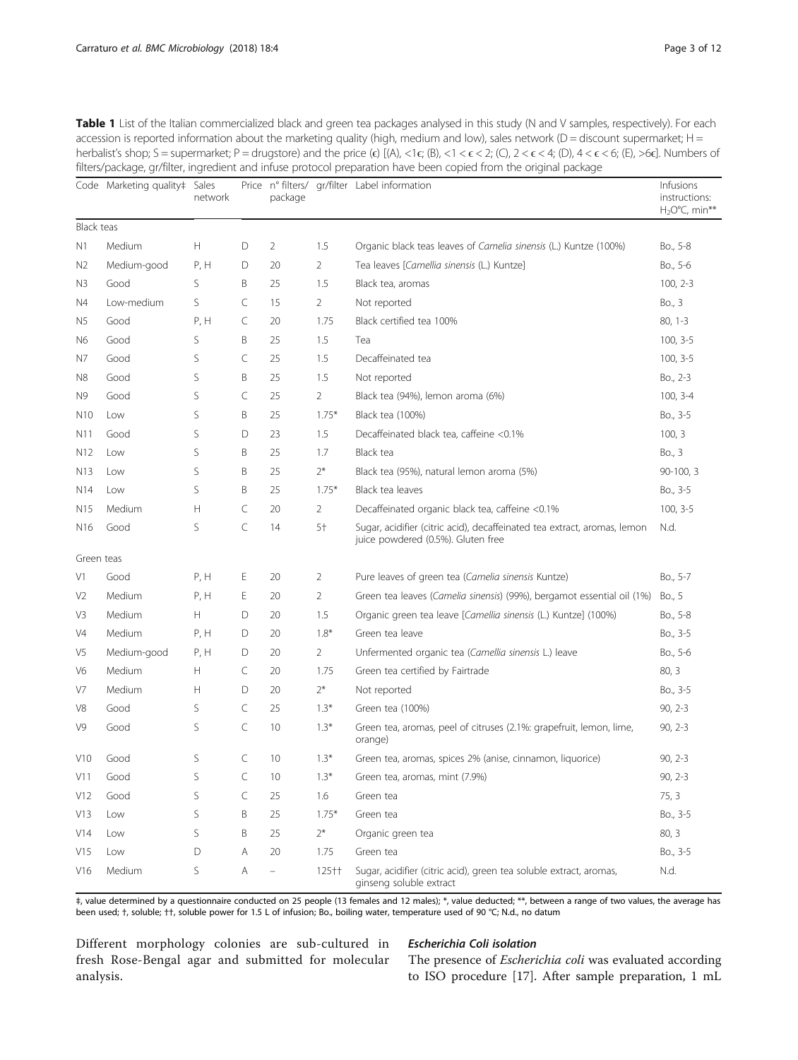**Table 1** List of the Italian commercialized black and green tea packages analysed in this study (N and V samples, respectively). For each accession is reported information about the marketing quality (high, medium and low), sales network (D = discount supermarket; H = herbalist's shop; S = supermarket; P = drugstore) and the price (€) [(A), <1€; (B), <1 < € < 2; (C), 2 < € < 4; (D), 4 < € < 6; (E), >6€]. Numbers of filters/package, gr/filter, ingredient and infuse protocol preparation have been copied from the original package

| Code | Marketing quality‡ | Sales network | Price | n° filters/ package | gr/filter | Label information | Infusions instructions: $H_2O$°C, min** |
|---|---|---|---|---|---|---|---|
| Black teas | | | | | | | |
| N1 | Medium | H | D | 2 | 1.5 | Organic black teas leaves of *Camelia sinensis* (L.) Kuntze (100%) | Bo., 5-8 |
| N2 | Medium-good | P, H | D | 20 | 2 | Tea leaves [*Camellia sinensis* (L.) Kuntze] | Bo., 5-6 |
| N3 | Good | S | B | 25 | 1.5 | Black tea, aromas | 100, 2-3 |
| N4 | Low-medium | S | C | 15 | 2 | Not reported | Bo., 3 |
| N5 | Good | P, H | C | 20 | 1.75 | Black certified tea 100% | 80, 1-3 |
| N6 | Good | S | B | 25 | 1.5 | Tea | 100, 3-5 |
| N7 | Good | S | C | 25 | 1.5 | Decaffeinated tea | 100, 3-5 |
| N8 | Good | S | B | 25 | 1.5 | Not reported | Bo., 2-3 |
| N9 | Good | S | C | 25 | 2 | Black tea (94%), lemon aroma (6%) | 100, 3-4 |
| N10 | Low | S | B | 25 | 1.75* | Black tea (100%) | Bo., 3-5 |
| N11 | Good | S | D | 23 | 1.5 | Decaffeinated black tea, caffeine <0.1% | 100, 3 |
| N12 | Low | S | B | 25 | 1.7 | Black tea | Bo., 3 |
| N13 | Low | S | B | 25 | 2* | Black tea (95%), natural lemon aroma (5%) | 90-100, 3 |
| N14 | Low | S | B | 25 | 1.75* | Black tea leaves | Bo., 3-5 |
| N15 | Medium | H | C | 20 | 2 | Decaffeinated organic black tea, caffeine <0.1% | 100, 3-5 |
| N16 | Good | S | C | 14 | 5† | Sugar, acidifier (citric acid), decaffeinated tea extract, aromas, lemon juice powdered (0.5%). Gluten free | N.d. |
| Green teas | | | | | | | |
| V1 | Good | P, H | E | 20 | 2 | Pure leaves of green tea (*Camelia sinensis* Kuntze) | Bo., 5-7 |
| V2 | Medium | P, H | E | 20 | 2 | Green tea leaves (*Camelia sinensis*) (99%), bergamot essential oil (1%) | Bo., 5 |
| V3 | Medium | H | D | 20 | 1.5 | Organic green tea leave [*Camellia sinensis* (L.) Kuntze] (100%) | Bo., 5-8 |
| V4 | Medium | P, H | D | 20 | 1.8* | Green tea leave | Bo., 3-5 |
| V5 | Medium-good | P, H | D | 20 | 2 | Unfermented organic tea (*Camellia sinensis* L.) leave | Bo., 5-6 |
| V6 | Medium | H | C | 20 | 1.75 | Green tea certified by Fairtrade | 80, 3 |
| V7 | Medium | H | D | 20 | 2* | Not reported | Bo., 3-5 |
| V8 | Good | S | C | 25 | 1.3* | Green tea (100%) | 90, 2-3 |
| V9 | Good | S | C | 10 | 1.3* | Green tea, aromas, peel of citruses (2.1%: grapefruit, lemon, lime, orange) | 90, 2-3 |
| V10 | Good | S | C | 10 | 1.3* | Green tea, aromas, spices 2% (anise, cinnamon, liquorice) | 90, 2-3 |
| V11 | Good | S | C | 10 | 1.3* | Green tea, aromas, mint (7.9%) | 90, 2-3 |
| V12 | Good | S | C | 25 | 1.6 | Green tea | 75, 3 |
| V13 | Low | S | B | 25 | 1.75* | Green tea | Bo., 3-5 |
| V14 | Low | S | B | 25 | 2* | Organic green tea | 80, 3 |
| V15 | Low | D | A | 20 | 1.75 | Green tea | Bo., 3-5 |
| V16 | Medium | S | A | – | 125†† | Sugar, acidifier (citric acid), green tea soluble extract, aromas, ginseng soluble extract | N.d. |

‡, value determined by a questionnaire conducted on 25 people (13 females and 12 males); *, value deducted; **, between a range of two values, the average has been used; †, soluble; ††, soluble power for 1.5 L of infusion; Bo., boiling water, temperature used of 90 °C; N.d., no datum

Different morphology colonies are sub-cultured in fresh Rose-Bengal agar and submitted for molecular analysis.

### *Escherichia Coli* isolation

The presence of *Escherichia coli* was evaluated according to ISO procedure [17]. After sample preparation, 1 mL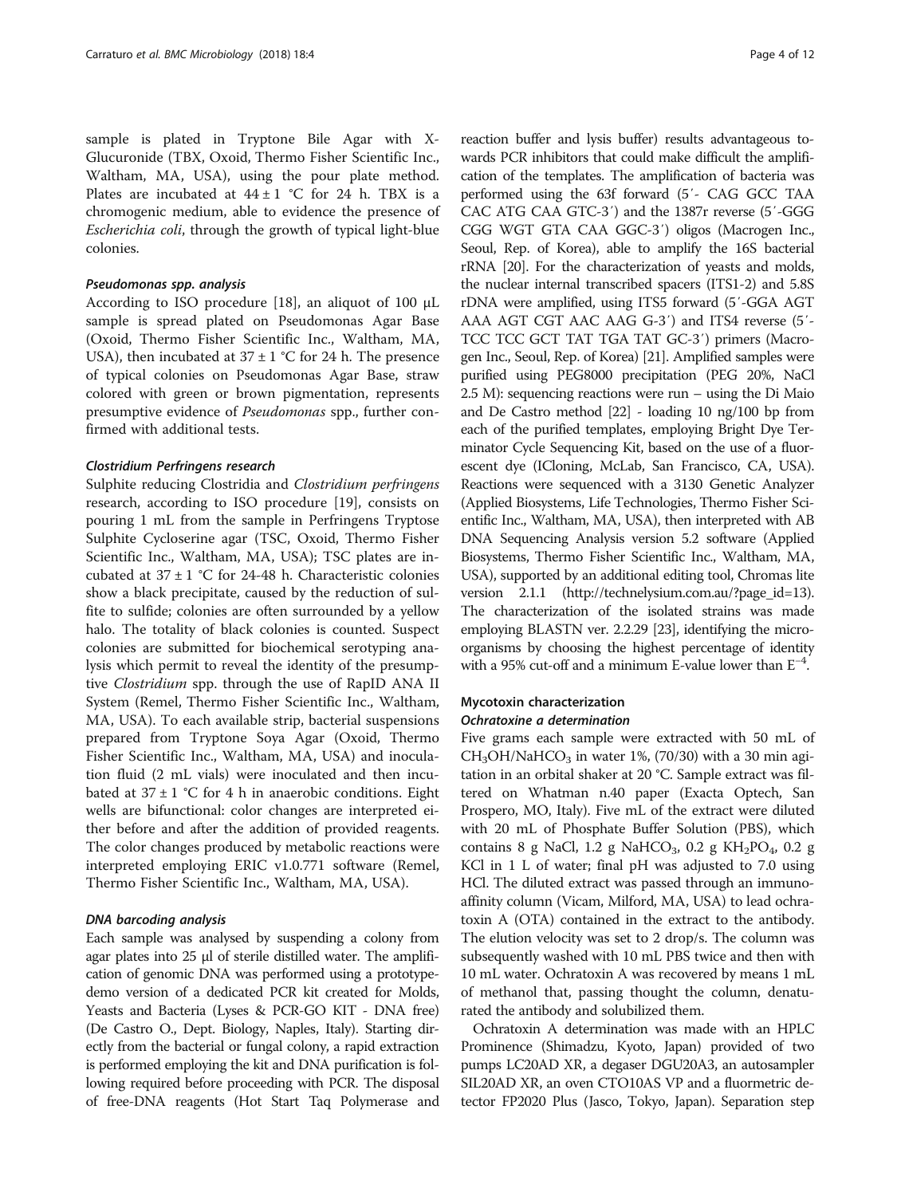sample is plated in Tryptone Bile Agar with X-Glucuronide (TBX, Oxoid, Thermo Fisher Scientific Inc., Waltham, MA, USA), using the pour plate method. Plates are incubated at 44 ± 1 °C for 24 h. TBX is a chromogenic medium, able to evidence the presence of *Escherichia coli*, through the growth of typical light-blue colonies.

#### *Pseudomonas spp. analysis*

According to ISO procedure [18], an aliquot of 100 μL sample is spread plated on Pseudomonas Agar Base (Oxoid, Thermo Fisher Scientific Inc., Waltham, MA, USA), then incubated at 37 ± 1 °C for 24 h. The presence of typical colonies on Pseudomonas Agar Base, straw colored with green or brown pigmentation, represents presumptive evidence of *Pseudomonas* spp., further confirmed with additional tests.

#### *Clostridium Perfringens research*

Sulphite reducing Clostridia and *Clostridium perfringens* research, according to ISO procedure [19], consists on pouring 1 mL from the sample in Perfringens Tryptose Sulphite Cycloserine agar (TSC, Oxoid, Thermo Fisher Scientific Inc., Waltham, MA, USA); TSC plates are incubated at 37 ± 1 °C for 24-48 h. Characteristic colonies show a black precipitate, caused by the reduction of sulfite to sulfide; colonies are often surrounded by a yellow halo. The totality of black colonies is counted. Suspect colonies are submitted for biochemical serotyping analysis which permit to reveal the identity of the presumptive *Clostridium* spp. through the use of RapID ANA II System (Remel, Thermo Fisher Scientific Inc., Waltham, MA, USA). To each available strip, bacterial suspensions prepared from Tryptone Soya Agar (Oxoid, Thermo Fisher Scientific Inc., Waltham, MA, USA) and inoculation fluid (2 mL vials) were inoculated and then incubated at 37 ± 1 °C for 4 h in anaerobic conditions. Eight wells are bifunctional: color changes are interpreted either before and after the addition of provided reagents. The color changes produced by metabolic reactions were interpreted employing ERIC v1.0.771 software (Remel, Thermo Fisher Scientific Inc., Waltham, MA, USA).

#### *DNA barcoding analysis*

Each sample was analysed by suspending a colony from agar plates into 25 μl of sterile distilled water. The amplification of genomic DNA was performed using a prototype-demo version of a dedicated PCR kit created for Molds, Yeasts and Bacteria (Lyses & PCR-GO KIT - DNA free) (De Castro O., Dept. Biology, Naples, Italy). Starting directly from the bacterial or fungal colony, a rapid extraction is performed employing the kit and DNA purification is following required before proceeding with PCR. The disposal of free-DNA reagents (Hot Start Taq Polymerase and reaction buffer and lysis buffer) results advantageous towards PCR inhibitors that could make difficult the amplification of the templates. The amplification of bacteria was performed using the 63f forward (5′- CAG GCC TAA CAC ATG CAA GTC-3′) and the 1387r reverse (5′-GGG CGG WGT GTA CAA GGC-3′) oligos (Macrogen Inc., Seoul, Rep. of Korea), able to amplify the 16S bacterial rRNA [20]. For the characterization of yeasts and molds, the nuclear internal transcribed spacers (ITS1-2) and 5.8S rDNA were amplified, using ITS5 forward (5′-GGA AGT AAA AGT CGT AAC AAG G-3′) and ITS4 reverse (5′-TCC TCC GCT TAT TGA TAT GC-3′) primers (Macrogen Inc., Seoul, Rep. of Korea) [21]. Amplified samples were purified using PEG8000 precipitation (PEG 20%, NaCl 2.5 M): sequencing reactions were run – using the Di Maio and De Castro method [22] - loading 10 ng/100 bp from each of the purified templates, employing Bright Dye Terminator Cycle Sequencing Kit, based on the use of a fluorescent dye (ICloning, McLab, San Francisco, CA, USA). Reactions were sequenced with a 3130 Genetic Analyzer (Applied Biosystems, Life Technologies, Thermo Fisher Scientific Inc., Waltham, MA, USA), then interpreted with AB DNA Sequencing Analysis version 5.2 software (Applied Biosystems, Thermo Fisher Scientific Inc., Waltham, MA, USA), supported by an additional editing tool, Chromas lite version 2.1.1 (http://technelysium.com.au/?page_id=13). The characterization of the isolated strains was made employing BLASTN ver. 2.2.29 [23], identifying the microorganisms by choosing the highest percentage of identity with a 95% cut-off and a minimum E-value lower than $E^{-4}$.

### Mycotoxin characterization

#### *Ochratoxine a determination*

Five grams each sample were extracted with 50 mL of $CH_3OH/NaHCO_3$ in water 1%, (70/30) with a 30 min agitation in an orbital shaker at 20 °C. Sample extract was filtered on Whatman n.40 paper (Exacta Optech, San Prospero, MO, Italy). Five mL of the extract were diluted with 20 mL of Phosphate Buffer Solution (PBS), which contains 8 g NaCl, 1.2 g $NaHCO_3$, 0.2 g $KH_2PO_4$, 0.2 g KCl in 1 L of water; final pH was adjusted to 7.0 using HCl. The diluted extract was passed through an immunoaffinity column (Vicam, Milford, MA, USA) to lead ochratoxin A (OTA) contained in the extract to the antibody. The elution velocity was set to 2 drop/s. The column was subsequently washed with 10 mL PBS twice and then with 10 mL water. Ochratoxin A was recovered by means 1 mL of methanol that, passing thought the column, denaturated the antibody and solubilized them.

Ochratoxin A determination was made with an HPLC Prominence (Shimadzu, Kyoto, Japan) provided of two pumps LC20AD XR, a degaser DGU20A3, an autosampler SIL20AD XR, an oven CTO10AS VP and a fluormetric detector FP2020 Plus (Jasco, Tokyo, Japan). Separation step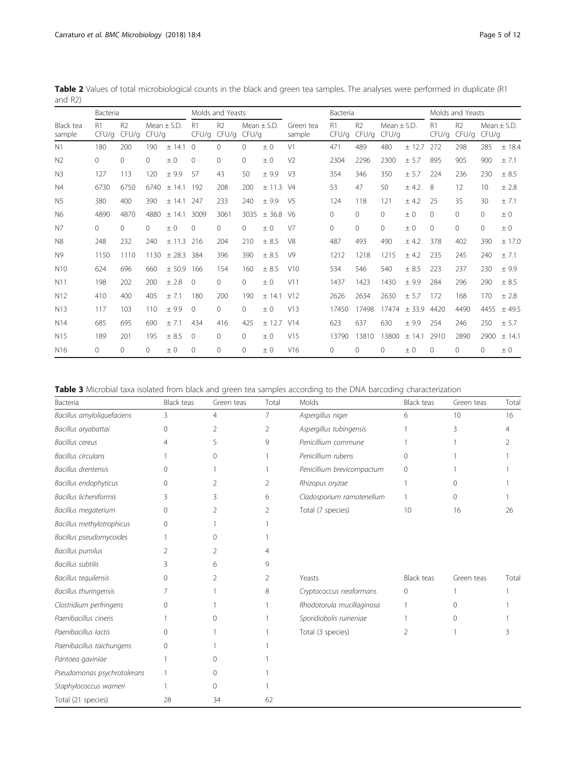**Table 2** Values of total microbiological counts in the black and green tea samples. The analyses were performed in duplicate (R1 and R2)

| Black tea sample | Bacteria | | | | Molds and Yeasts | | | | Green tea sample | Bacteria | | | | Molds and Yeasts | | | |
|---|---|---|---|---|---|---|---|---|---|---|---|---|---|---|---|---|---|
| | R1 CFU/g | R2 CFU/g | Mean ± S.D. CFU/g | | R1 CFU/g | R2 CFU/g | Mean ± S.D. CFU/g | | | R1 CFU/g | R2 CFU/g | Mean ± S.D. CFU/g | | R1 CFU/g | R2 CFU/g | Mean ± S.D. CFU/g | |
| N1 | 180 | 200 | 190 | ± 14.1 | 0 | 0 | 0 | ± 0 | V1 | 471 | 489 | 480 | ± 12.7 | 272 | 298 | 285 | ± 18.4 |
| N2 | 0 | 0 | 0 | ± 0 | 0 | 0 | 0 | ± 0 | V2 | 2304 | 2296 | 2300 | ± 5.7 | 895 | 905 | 900 | ± 7.1 |
| N3 | 127 | 113 | 120 | ± 9.9 | 57 | 43 | 50 | ± 9.9 | V3 | 354 | 346 | 350 | ± 5.7 | 224 | 236 | 230 | ± 8.5 |
| N4 | 6730 | 6750 | 6740 | ± 14.1 | 192 | 208 | 200 | ± 11.3 | V4 | 53 | 47 | 50 | ± 4.2 | 8 | 12 | 10 | ± 2.8 |
| N5 | 380 | 400 | 390 | ± 14.1 | 247 | 233 | 240 | ± 9.9 | V5 | 124 | 118 | 121 | ± 4.2 | 25 | 35 | 30 | ± 7.1 |
| N6 | 4890 | 4870 | 4880 | ± 14.1 | 3009 | 3061 | 3035 | ± 36.8 | V6 | 0 | 0 | 0 | ± 0 | 0 | 0 | 0 | ± 0 |
| N7 | 0 | 0 | 0 | ± 0 | 0 | 0 | 0 | ± 0 | V7 | 0 | 0 | 0 | ± 0 | 0 | 0 | 0 | ± 0 |
| N8 | 248 | 232 | 240 | ± 11.3 | 216 | 204 | 210 | ± 8.5 | V8 | 487 | 493 | 490 | ± 4.2 | 378 | 402 | 390 | ± 17.0 |
| N9 | 1150 | 1110 | 1130 | ± 28.3 | 384 | 396 | 390 | ± 8.5 | V9 | 1212 | 1218 | 1215 | ± 4.2 | 235 | 245 | 240 | ± 7.1 |
| N10 | 624 | 696 | 660 | ± 50.9 | 166 | 154 | 160 | ± 8.5 | V10 | 534 | 546 | 540 | ± 8.5 | 223 | 237 | 230 | ± 9.9 |
| N11 | 198 | 202 | 200 | ± 2.8 | 0 | 0 | 0 | ± 0 | V11 | 1437 | 1423 | 1430 | ± 9.9 | 284 | 296 | 290 | ± 8.5 |
| N12 | 410 | 400 | 405 | ± 7.1 | 180 | 200 | 190 | ± 14.1 | V12 | 2626 | 2634 | 2630 | ± 5.7 | 172 | 168 | 170 | ± 2.8 |
| N13 | 117 | 103 | 110 | ± 9.9 | 0 | 0 | 0 | ± 0 | V13 | 17450 | 17498 | 17474 | ± 33.9 | 4420 | 4490 | 4455 | ± 49.5 |
| N14 | 685 | 695 | 690 | ± 7.1 | 434 | 416 | 425 | ± 12.7 | V14 | 623 | 637 | 630 | ± 9.9 | 254 | 246 | 250 | ± 5.7 |
| N15 | 189 | 201 | 195 | ± 8.5 | 0 | 0 | 0 | ± 0 | V15 | 13790 | 13810 | 13800 | ± 14.1 | 2910 | 2890 | 2900 | ± 14.1 |
| N16 | 0 | 0 | 0 | ± 0 | 0 | 0 | 0 | ± 0 | V16 | 0 | 0 | 0 | ± 0 | 0 | 0 | 0 | ± 0 |

**Table 3** Microbial taxa isolated from black and green tea samples according to the DNA barcoding characterization

| Bacteria | Black teas | Green teas | Total | Molds | Black teas | Green teas | Total |
|---|---|---|---|---|---|---|---|
| *Bacillus amyloliquefaciens* | 3 | 4 | 7 | *Aspergillus niger* | 6 | 10 | 16 |
| *Bacillus aryabattai* | 0 | 2 | 2 | *Aspergillus tubingensis* | 1 | 3 | 4 |
| *Bacillus cereus* | 4 | 5 | 9 | *Penicillium commune* | 1 | 1 | 2 |
| *Bacillus circulans* | 1 | 0 | 1 | *Penicillium rubens* | 0 | 1 | 1 |
| *Bacillus drentensis* | 0 | 1 | 1 | *Penicillium brevicompactum* | 0 | 1 | 1 |
| *Bacillus endophyticus* | 0 | 2 | 2 | *Rhizopus oryzae* | 1 | 0 | 1 |
| *Bacillus licheniformis* | 3 | 3 | 6 | *Cladosporium ramotenellum* | 1 | 0 | 1 |
| *Bacillus megaterium* | 0 | 2 | 2 | Total (7 species) | 10 | 16 | 26 |
| *Bacillus methylotrophicus* | 0 | 1 | 1 | | | | |
| *Bacillus pseudomycoides* | 1 | 0 | 1 | | | | |
| *Bacillus pumilus* | 2 | 2 | 4 | | | | |
| *Bacillus subtilis* | 3 | 6 | 9 | | | | |
| *Bacillus tequilensis* | 0 | 2 | 2 | Yeasts | Black teas | Green teas | Total |
| *Bacillus thuringensis* | 7 | 1 | 8 | *Cryptococcus neoformans* | 0 | 1 | 1 |
| *Clostridium perfringens* | 0 | 1 | 1 | *Rhodotorula mucillaginosa* | 1 | 0 | 1 |
| *Paenibacillus cineris* | 1 | 0 | 1 | *Sporidiobolis ruineniae* | 1 | 0 | 1 |
| *Paenibacillus lactis* | 0 | 1 | 1 | Total (3 species) | 2 | 1 | 3 |
| *Paenibacillus taichungens* | 0 | 1 | 1 | | | | |
| *Pantoea gaviniae* | 1 | 0 | 1 | | | | |
| *Pseudomonas psychrotolerans* | 1 | 0 | 1 | | | | |
| *Staphylococcus warneri* | 1 | 0 | 1 | | | | |
| Total (21 species) | 28 | 34 | 62 | | | | |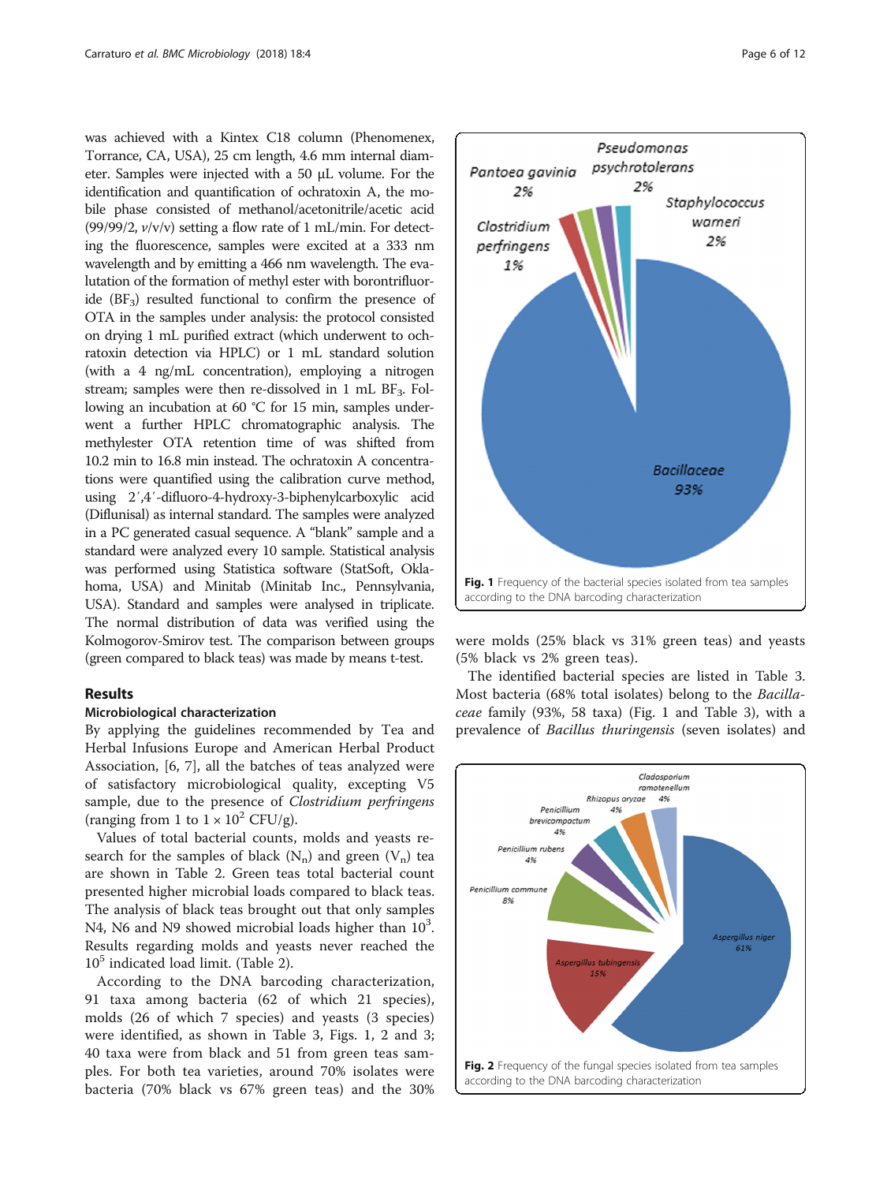was achieved with a Kintex C18 column (Phenomenex, Torrance, CA, USA), 25 cm length, 4.6 mm internal diameter. Samples were injected with a 50 μL volume. For the identification and quantification of ochratoxin A, the mobile phase consisted of methanol/acetonitrile/acetic acid (99/99/2, *v*/v/v) setting a flow rate of 1 mL/min. For detecting the fluorescence, samples were excited at a 333 nm wavelength and by emitting a 466 nm wavelength. The evalutation of the formation of methyl ester with borontrifluoride ($BF_3$) resulted functional to confirm the presence of OTA in the samples under analysis: the protocol consisted on drying 1 mL purified extract (which underwent to ochratoxin detection via HPLC) or 1 mL standard solution (with a 4 ng/mL concentration), employing a nitrogen stream; samples were then re-dissolved in 1 mL $BF_3$. Following an incubation at 60 °C for 15 min, samples underwent a further HPLC chromatographic analysis. The methylester OTA retention time of was shifted from 10.2 min to 16.8 min instead. The ochratoxin A concentrations were quantified using the calibration curve method, using 2′,4′-difluoro-4-hydroxy-3-biphenylcarboxylic acid (Diflunisal) as internal standard. The samples were analyzed in a PC generated casual sequence. A "blank" sample and a standard were analyzed every 10 sample. Statistical analysis was performed using Statistica software (StatSoft, Oklahoma, USA) and Minitab (Minitab Inc., Pennsylvania, USA). Standard and samples were analysed in triplicate. The normal distribution of data was verified using the Kolmogorov-Smirov test. The comparison between groups (green compared to black teas) was made by means t-test.

## Results

### Microbiological characterization

By applying the guidelines recommended by Tea and Herbal Infusions Europe and American Herbal Product Association, [6, 7], all the batches of teas analyzed were of satisfactory microbiological quality, excepting V5 sample, due to the presence of *Clostridium perfringens* (ranging from 1 to $1 \times 10^2$ CFU/g).

Values of total bacterial counts, molds and yeasts research for the samples of black ($N_n$) and green ($V_n$) tea are shown in Table 2. Green teas total bacterial count presented higher microbial loads compared to black teas. The analysis of black teas brought out that only samples N4, N6 and N9 showed microbial loads higher than $10^3$. Results regarding molds and yeasts never reached the $10^5$ indicated load limit. (Table 2).

According to the DNA barcoding characterization, 91 taxa among bacteria (62 of which 21 species), molds (26 of which 7 species) and yeasts (3 species) were identified, as shown in Table 3, Figs. 1, 2 and 3; 40 taxa were from black and 51 from green teas samples. For both tea varieties, around 70% isolates were bacteria (70% black vs 67% green teas) and the 30% were molds (25% black vs 31% green teas) and yeasts (5% black vs 2% green teas).

The identified bacterial species are listed in Table 3. Most bacteria (68% total isolates) belong to the *Bacillaceae* family (93%, 58 taxa) (Fig. 1 and Table 3), with a prevalence of *Bacillus thuringensis* (seven isolates) and

**Fig. 1** Frequency of the bacterial species isolated from tea samples according to the DNA barcoding characterization

**Fig. 2** Frequency of the fungal species isolated from tea samples according to the DNA barcoding characterization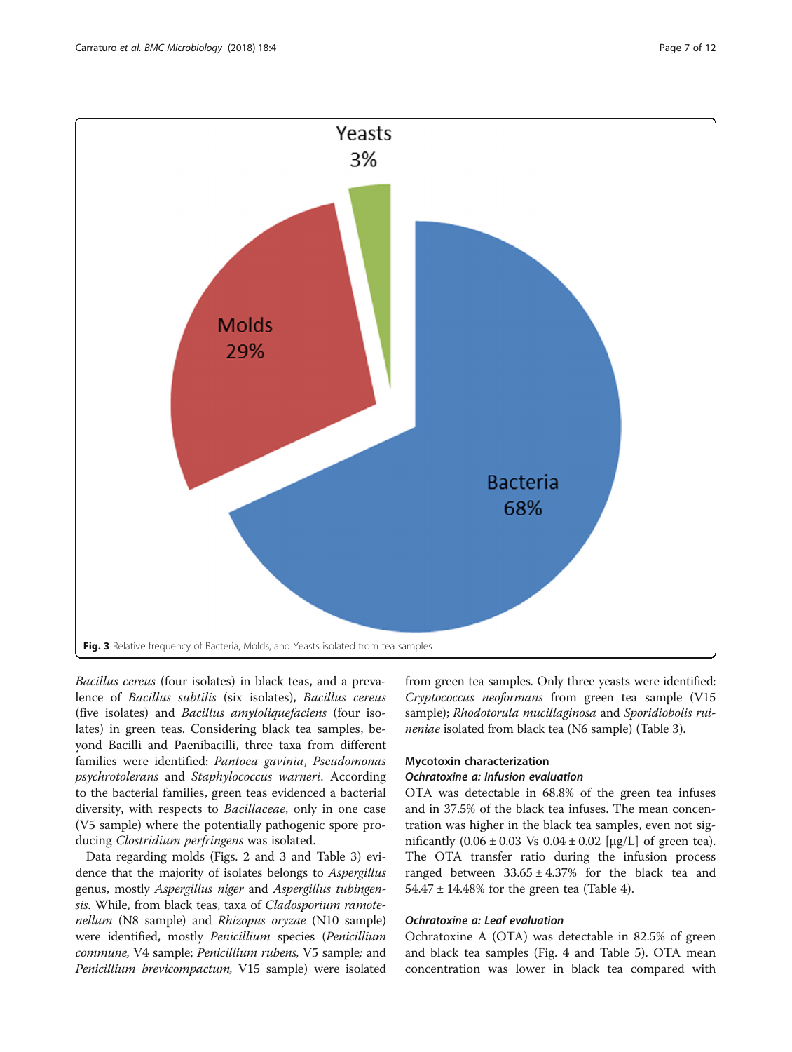Fig. 3 Relative frequency of Bacteria, Molds, and Yeasts isolated from tea samples

*Bacillus cereus* (four isolates) in black teas, and a prevalence of *Bacillus subtilis* (six isolates), *Bacillus cereus* (five isolates) and *Bacillus amyloliquefaciens* (four isolates) in green teas. Considering black tea samples, beyond Bacilli and Paenibacilli, three taxa from different families were identified: *Pantoea gavinia*, *Pseudomonas psychrotolerans* and *Staphylococcus warneri*. According to the bacterial families, green teas evidenced a bacterial diversity, with respects to *Bacillaceae*, only in one case (V5 sample) where the potentially pathogenic spore producing *Clostridium perfringens* was isolated.

Data regarding molds (Figs. 2 and 3 and Table 3) evidence that the majority of isolates belongs to *Aspergillus* genus, mostly *Aspergillus niger* and *Aspergillus tubingensis*. While, from black teas, taxa of *Cladosporium ramotenellum* (N8 sample) and *Rhizopus oryzae* (N10 sample) were identified, mostly *Penicillium* species (*Penicillium commune,* V4 sample; *Penicillium rubens,* V5 sample; and *Penicillium brevicompactum,* V15 sample) were isolated from green tea samples. Only three yeasts were identified: *Cryptococcus neoformans* from green tea sample (V15 sample); *Rhodotorula mucillaginosa* and *Sporidiobolis ruineniae* isolated from black tea (N6 sample) (Table 3).

## Mycotoxin characterization

### *Ochratoxine a: Infusion evaluation*

OTA was detectable in 68.8% of the green tea infuses and in 37.5% of the black tea infuses. The mean concentration was higher in the black tea samples, even not significantly ($0.06 \pm 0.03$ Vs $0.04 \pm 0.02$ [μg/L] of green tea). The OTA transfer ratio during the infusion process ranged between $33.65 \pm 4.37\%$ for the black tea and $54.47 \pm 14.48\%$ for the green tea (Table 4).

### *Ochratoxine a: Leaf evaluation*

Ochratoxine A (OTA) was detectable in 82.5% of green and black tea samples (Fig. 4 and Table 5). OTA mean concentration was lower in black tea compared with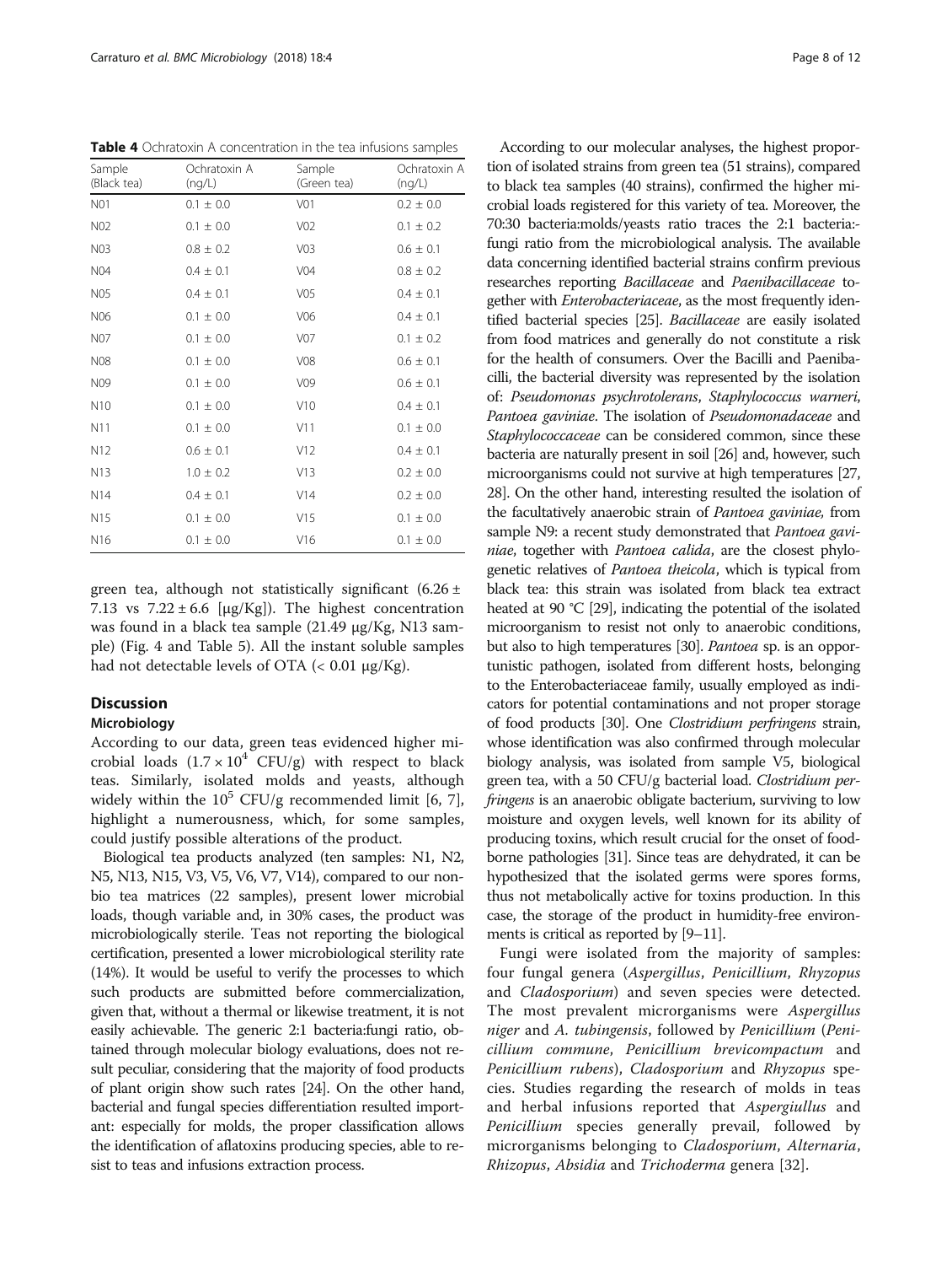**Table 4** Ochratoxin A concentration in the tea infusions samples

| Sample (Black tea) | Ochratoxin A (ng/L) | Sample (Green tea) | Ochratoxin A (ng/L) |
|---|---|---|---|
| N01 | 0.1 ± 0.0 | V01 | 0.2 ± 0.0 |
| N02 | 0.1 ± 0.0 | V02 | 0.1 ± 0.2 |
| N03 | 0.8 ± 0.2 | V03 | 0.6 ± 0.1 |
| N04 | 0.4 ± 0.1 | V04 | 0.8 ± 0.2 |
| N05 | 0.4 ± 0.1 | V05 | 0.4 ± 0.1 |
| N06 | 0.1 ± 0.0 | V06 | 0.4 ± 0.1 |
| N07 | 0.1 ± 0.0 | V07 | 0.1 ± 0.2 |
| N08 | 0.1 ± 0.0 | V08 | 0.6 ± 0.1 |
| N09 | 0.1 ± 0.0 | V09 | 0.6 ± 0.1 |
| N10 | 0.1 ± 0.0 | V10 | 0.4 ± 0.1 |
| N11 | 0.1 ± 0.0 | V11 | 0.1 ± 0.0 |
| N12 | 0.6 ± 0.1 | V12 | 0.4 ± 0.1 |
| N13 | 1.0 ± 0.2 | V13 | 0.2 ± 0.0 |
| N14 | 0.4 ± 0.1 | V14 | 0.2 ± 0.0 |
| N15 | 0.1 ± 0.0 | V15 | 0.1 ± 0.0 |
| N16 | 0.1 ± 0.0 | V16 | 0.1 ± 0.0 |

green tea, although not statistically significant (6.26 ± 7.13 vs 7.22 ± 6.6 [μg/Kg]). The highest concentration was found in a black tea sample (21.49 μg/Kg, N13 sample) (Fig. 4 and Table 5). All the instant soluble samples had not detectable levels of OTA (< 0.01 μg/Kg).

## Discussion

### Microbiology

According to our data, green teas evidenced higher microbial loads ($1.7 \times 10^4$ CFU/g) with respect to black teas. Similarly, isolated molds and yeasts, although widely within the $10^5$ CFU/g recommended limit [6, 7], highlight a numerousness, which, for some samples, could justify possible alterations of the product.

Biological tea products analyzed (ten samples: N1, N2, N5, N13, N15, V3, V5, V6, V7, V14), compared to our non-bio tea matrices (22 samples), present lower microbial loads, though variable and, in 30% cases, the product was microbiologically sterile. Teas not reporting the biological certification, presented a lower microbiological sterility rate (14%). It would be useful to verify the processes to which such products are submitted before commercialization, given that, without a thermal or likewise treatment, it is not easily achievable. The generic 2:1 bacteria:fungi ratio, obtained through molecular biology evaluations, does not result peculiar, considering that the majority of food products of plant origin show such rates [24]. On the other hand, bacterial and fungal species differentiation resulted important: especially for molds, the proper classification allows the identification of aflatoxins producing species, able to resist to teas and infusions extraction process.

According to our molecular analyses, the highest proportion of isolated strains from green tea (51 strains), compared to black tea samples (40 strains), confirmed the higher microbial loads registered for this variety of tea. Moreover, the 70:30 bacteria:molds/yeasts ratio traces the 2:1 bacteria:fungi ratio from the microbiological analysis. The available data concerning identified bacterial strains confirm previous researches reporting *Bacillaceae* and *Paenibacillaceae* together with *Enterobacteriaceae*, as the most frequently identified bacterial species [25]. *Bacillaceae* are easily isolated from food matrices and generally do not constitute a risk for the health of consumers. Over the Bacilli and Paenibacilli, the bacterial diversity was represented by the isolation of: *Pseudomonas psychrotolerans*, *Staphylococcus warneri*, *Pantoea gaviniae*. The isolation of *Pseudomonadaceae* and *Staphylococcaceae* can be considered common, since these bacteria are naturally present in soil [26] and, however, such microorganisms could not survive at high temperatures [27, 28]. On the other hand, interesting resulted the isolation of the facultatively anaerobic strain of *Pantoea gaviniae,* from sample N9: a recent study demonstrated that *Pantoea gaviniae*, together with *Pantoea calida*, are the closest phylogenetic relatives of *Pantoea theicola*, which is typical from black tea: this strain was isolated from black tea extract heated at 90 °C [29], indicating the potential of the isolated microorganism to resist not only to anaerobic conditions, but also to high temperatures [30]. *Pantoea* sp. is an opportunistic pathogen, isolated from different hosts, belonging to the Enterobacteriaceae family, usually employed as indicators for potential contaminations and not proper storage of food products [30]. One *Clostridium perfringens* strain, whose identification was also confirmed through molecular biology analysis, was isolated from sample V5, biological green tea, with a 50 CFU/g bacterial load. *Clostridium perfringens* is an anaerobic obligate bacterium, surviving to low moisture and oxygen levels, well known for its ability of producing toxins, which result crucial for the onset of foodborne pathologies [31]. Since teas are dehydrated, it can be hypothesized that the isolated germs were spores forms, thus not metabolically active for toxins production. In this case, the storage of the product in humidity-free environments is critical as reported by [9–11].

Fungi were isolated from the majority of samples: four fungal genera (*Aspergillus*, *Penicillium*, *Rhyzopus* and *Cladosporium*) and seven species were detected. The most prevalent microrganisms were *Aspergillus niger* and *A. tubingensis*, followed by *Penicillium* (*Penicillium commune*, *Penicillium brevicompactum* and *Penicillium rubens*), *Cladosporium* and *Rhyzopus* species. Studies regarding the research of molds in teas and herbal infusions reported that *Aspergiullus* and *Penicillium* species generally prevail, followed by microrganisms belonging to *Cladosporium*, *Alternaria*, *Rhizopus*, *Absidia* and *Trichoderma* genera [32].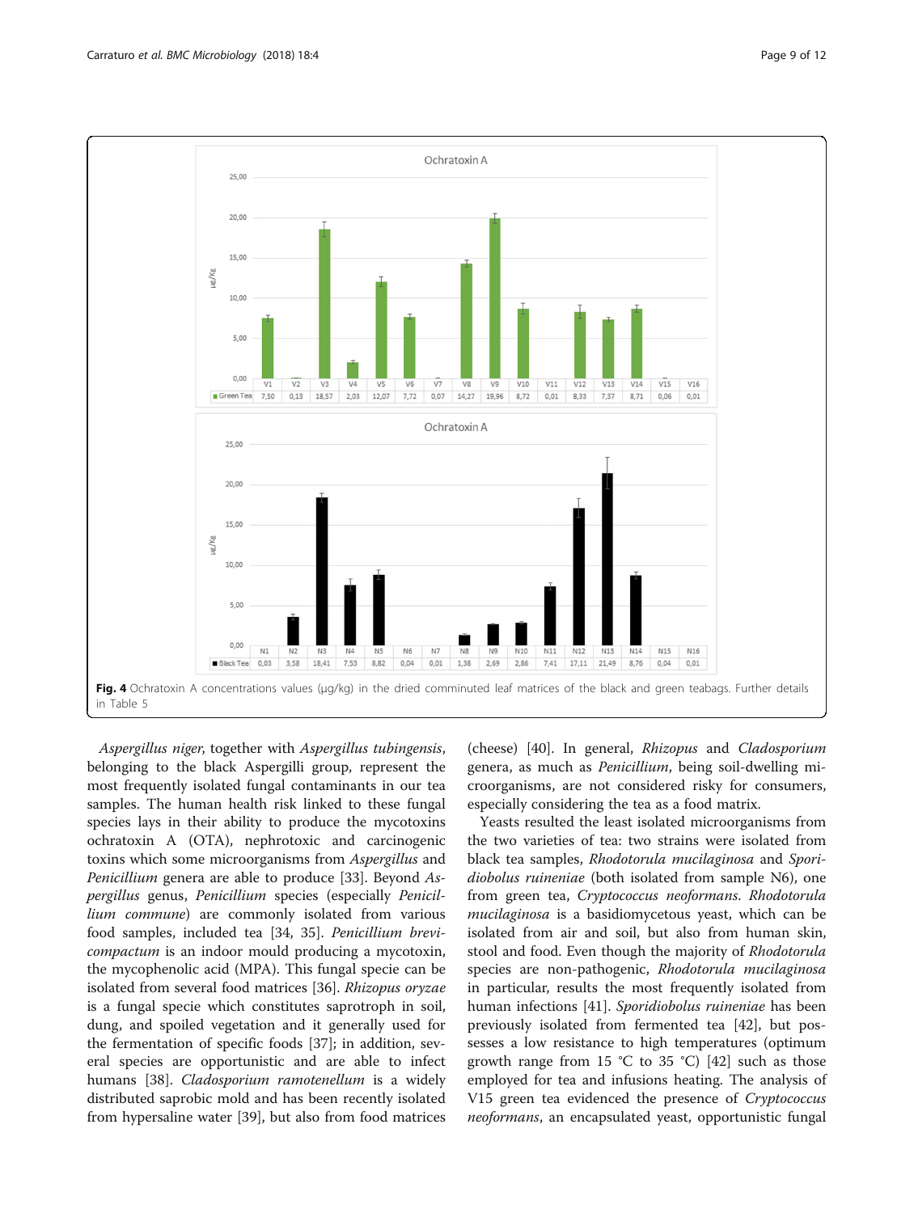| | V1 | V2 | V3 | V4 | V5 | V6 | V7 | V8 | V9 | V10 | V11 | V12 | V13 | V14 | V15 | V16 |
|---|---|---|---|---|---|---|---|---|---|---|---|---|---|---|---|---|
| Green Tea | 7,50 | 0,13 | 18,57 | 2,03 | 12,07 | 7,72 | 0,07 | 14,27 | 19,96 | 8,72 | 0,01 | 8,33 | 7,37 | 8,71 | 0,06 | 0,01 |

| | N1 | N2 | N3 | N4 | N5 | N6 | N7 | N8 | N9 | N10 | N11 | N12 | N13 | N14 | N15 | N16 |
|---|---|---|---|---|---|---|---|---|---|---|---|---|---|---|---|---|
| Black Tea | 0,03 | 3,58 | 18,41 | 7,53 | 8,82 | 0,04 | 0,01 | 1,38 | 2,69 | 2,86 | 7,41 | 17,11 | 21,49 | 8,76 | 0,04 | 0,01 |

**Fig. 4** Ochratoxin A concentrations values (μg/kg) in the dried comminuted leaf matrices of the black and green teabags. Further details in Table 5

*Aspergillus niger*, together with *Aspergillus tubingensis*, belonging to the black Aspergilli group, represent the most frequently isolated fungal contaminants in our tea samples. The human health risk linked to these fungal species lays in their ability to produce the mycotoxins ochratoxin A (OTA), nephrotoxic and carcinogenic toxins which some microorganisms from *Aspergillus* and *Penicillium* genera are able to produce [33]. Beyond *Aspergillus* genus, *Penicillium* species (especially *Penicillium commune*) are commonly isolated from various food samples, included tea [34, 35]. *Penicillium brevicompactum* is an indoor mould producing a mycotoxin, the mycophenolic acid (MPA). This fungal specie can be isolated from several food matrices [36]. *Rhizopus oryzae* is a fungal specie which constitutes saprotroph in soil, dung, and spoiled vegetation and it generally used for the fermentation of specific foods [37]; in addition, several species are opportunistic and are able to infect humans [38]. *Cladosporium ramotenellum* is a widely distributed saprobic mold and has been recently isolated from hypersaline water [39], but also from food matrices (cheese) [40]. In general, *Rhizopus* and *Cladosporium* genera, as much as *Penicillium*, being soil-dwelling microorganisms, are not considered risky for consumers, especially considering the tea as a food matrix.

Yeasts resulted the least isolated microorganisms from the two varieties of tea: two strains were isolated from black tea samples, *Rhodotorula mucilaginosa* and *Sporidiobolus ruineniae* (both isolated from sample N6), one from green tea, *Cryptococcus neoformans*. *Rhodotorula mucilaginosa* is a basidiomycetous yeast, which can be isolated from air and soil, but also from human skin, stool and food. Even though the majority of *Rhodotorula* species are non-pathogenic, *Rhodotorula mucilaginosa* in particular, results the most frequently isolated from human infections [41]. *Sporidiobolus ruineniae* has been previously isolated from fermented tea [42], but possesses a low resistance to high temperatures (optimum growth range from 15 °C to 35 °C) [42] such as those employed for tea and infusions heating. The analysis of V15 green tea evidenced the presence of *Cryptococcus neoformans*, an encapsulated yeast, opportunistic fungal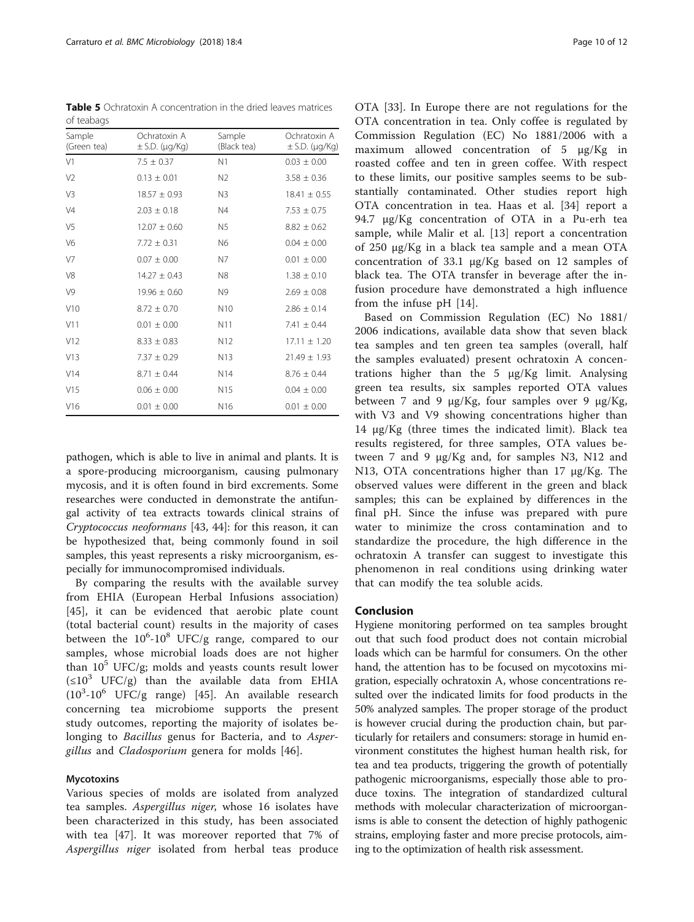**Table 5** Ochratoxin A concentration in the dried leaves matrices of teabags

| Sample (Green tea) | Ochratoxin A ± S.D. (μg/Kg) | Sample (Black tea) | Ochratoxin A ± S.D. (μg/Kg) |
|---|---|---|---|
| V1 | 7.5 ± 0.37 | N1 | 0.03 ± 0.00 |
| V2 | 0.13 ± 0.01 | N2 | 3.58 ± 0.36 |
| V3 | 18.57 ± 0.93 | N3 | 18.41 ± 0.55 |
| V4 | 2.03 ± 0.18 | N4 | 7.53 ± 0.75 |
| V5 | 12.07 ± 0.60 | N5 | 8.82 ± 0.62 |
| V6 | 7.72 ± 0.31 | N6 | 0.04 ± 0.00 |
| V7 | 0.07 ± 0.00 | N7 | 0.01 ± 0.00 |
| V8 | 14.27 ± 0.43 | N8 | 1.38 ± 0.10 |
| V9 | 19.96 ± 0.60 | N9 | 2.69 ± 0.08 |
| V10 | 8.72 ± 0.70 | N10 | 2.86 ± 0.14 |
| V11 | 0.01 ± 0.00 | N11 | 7.41 ± 0.44 |
| V12 | 8.33 ± 0.83 | N12 | 17.11 ± 1.20 |
| V13 | 7.37 ± 0.29 | N13 | 21.49 ± 1.93 |
| V14 | 8.71 ± 0.44 | N14 | 8.76 ± 0.44 |
| V15 | 0.06 ± 0.00 | N15 | 0.04 ± 0.00 |
| V16 | 0.01 ± 0.00 | N16 | 0.01 ± 0.00 |

pathogen, which is able to live in animal and plants. It is a spore-producing microorganism, causing pulmonary mycosis, and it is often found in bird excrements. Some researches were conducted in demonstrate the antifungal activity of tea extracts towards clinical strains of *Cryptococcus neoformans* [43, 44]: for this reason, it can be hypothesized that, being commonly found in soil samples, this yeast represents a risky microorganism, especially for immunocompromised individuals.

By comparing the results with the available survey from EHIA (European Herbal Infusions association) [45], it can be evidenced that aerobic plate count (total bacterial count) results in the majority of cases between the $10^6$-$10^8$ UFC/g range, compared to our samples, whose microbial loads does are not higher than $10^5$ UFC/g; molds and yeasts counts result lower ($\leq 10^3$ UFC/g) than the available data from EHIA ($10^3$-$10^6$ UFC/g range) [45]. An available research concerning tea microbiome supports the present study outcomes, reporting the majority of isolates belonging to *Bacillus* genus for Bacteria, and to *Aspergillus* and *Cladosporium* genera for molds [46].

## Mycotoxins

Various species of molds are isolated from analyzed tea samples. *Aspergillus niger*, whose 16 isolates have been characterized in this study, has been associated with tea [47]. It was moreover reported that 7% of *Aspergillus niger* isolated from herbal teas produce OTA [33]. In Europe there are not regulations for the OTA concentration in tea. Only coffee is regulated by Commission Regulation (EC) No 1881/2006 with a maximum allowed concentration of 5 μg/Kg in roasted coffee and ten in green coffee. With respect to these limits, our positive samples seems to be substantially contaminated. Other studies report high OTA concentration in tea. Haas et al. [34] report a 94.7 μg/Kg concentration of OTA in a Pu-erh tea sample, while Malir et al. [13] report a concentration of 250 μg/Kg in a black tea sample and a mean OTA concentration of 33.1 μg/Kg based on 12 samples of black tea. The OTA transfer in beverage after the infusion procedure have demonstrated a high influence from the infuse pH [14].

Based on Commission Regulation (EC) No 1881/2006 indications, available data show that seven black tea samples and ten green tea samples (overall, half the samples evaluated) present ochratoxin A concentrations higher than the 5 μg/Kg limit. Analysing green tea results, six samples reported OTA values between 7 and 9 μg/Kg, four samples over 9 μg/Kg, with V3 and V9 showing concentrations higher than 14 μg/Kg (three times the indicated limit). Black tea results registered, for three samples, OTA values between 7 and 9 μg/Kg and, for samples N3, N12 and N13, OTA concentrations higher than 17 μg/Kg. The observed values were different in the green and black samples; this can be explained by differences in the final pH. Since the infuse was prepared with pure water to minimize the cross contamination and to standardize the procedure, the high difference in the ochratoxin A transfer can suggest to investigate this phenomenon in real conditions using drinking water that can modify the tea soluble acids.

## Conclusion

Hygiene monitoring performed on tea samples brought out that such food product does not contain microbial loads which can be harmful for consumers. On the other hand, the attention has to be focused on mycotoxins migration, especially ochratoxin A, whose concentrations resulted over the indicated limits for food products in the 50% analyzed samples. The proper storage of the product is however crucial during the production chain, but particularly for retailers and consumers: storage in humid environment constitutes the highest human health risk, for tea and tea products, triggering the growth of potentially pathogenic microorganisms, especially those able to produce toxins. The integration of standardized cultural methods with molecular characterization of microorganisms is able to consent the detection of highly pathogenic strains, employing faster and more precise protocols, aiming to the optimization of health risk assessment.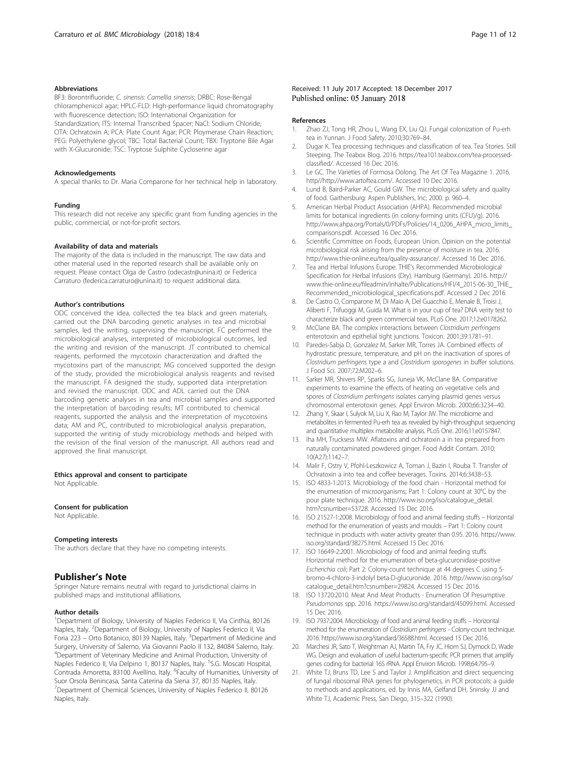#### Abbreviations

BF3: Borontrifluoride; *C. sinensis*: *Camellia sinensis*; DRBC: Rose-Bengal chloramphenicol agar; HPLC-FLD: High-performance liquid chromatography with fluorescence detection; ISO: International Organization for Standardization; ITS: Internal Transcribed Spacer; NaCl: Sodium Chloride; OTA: Ochratoxin A; PCA: Plate Count Agar; PCR: Ploymerase Chain Reaction; PEG: Polyethylene glycol; TBC: Total Bacterial Count; TBX: Tryptone Bile Agar with X-Glucuronide; TSC: Tryptose Sulphite Cycloserine agar

#### Acknowledgements

A special thanks to Dr. Maria Comparone for her technical help in laboratory.

#### Funding

This research did not receive any specific grant from funding agencies in the public, commercial, or not-for-profit sectors.

#### Availability of data and materials

The majority of the data is included in the manuscript. The raw data and other material used in the reported research shall be available only on request. Please contact Olga de Castro (odecastr@unina.it) or Federica Carraturo (federica.carraturo@unina.it) to request additional data.

#### Author's contributions

ODC conceived the idea, collected the tea black and green materials, carried out the DNA barcoding genetic analyses in tea and microbial samples, led the writing, supervising the manuscript. FC performed the microbiological analyses, interpreted of microbiological outcomes, led the writing and revision of the manuscript. JT contributed to chemical reagents, performed the mycotoxin characterization and drafted the mycotoxins part of the manuscript; MG conceived supported the design of the study, provided the microbiological analysis reagents and revised the manuscript. FA designed the study, supported data interpretation and revised the manuscript. ODC and ADL carried out the DNA barcoding genetic analyses in tea and microbial samples and supported the interpretation of barcoding results; MT contributed to chemical reagents, supported the analysis and the interpretation of mycotoxins data; AM and PC, contributed to microbiological analysis preparation, supported the writing of study microbiology methods and helped with the revision of the final version of the manuscript. All authors read and approved the final manuscript.

#### Ethics approval and consent to participate

Not Applicable.

#### Consent for publication

Not Applicable.

#### Competing interests

The authors declare that they have no competing interests.

## Publisher's Note

Springer Nature remains neutral with regard to jurisdictional claims in published maps and institutional affiliations.

#### Author details

[1]Department of Biology, University of Naples Federico II, Via Cinthia, 80126 Naples, Italy. [2]Department of Biology, University of Naples Federico II, Via Foria 223 – Orto Botanico, 80139 Naples, Italy. [3]Department of Medicine and Surgery, University of Salerno, Via Giovanni Paolo II 132, 84084 Salerno, Italy. [4]Department of Veterinary Medicine and Animal Production, University of Naples Federico II, Via Delpino 1, 80137 Naples, Italy. [5]S.G. Moscati Hospital, Contrada Amoretta, 83100 Avellino, Italy. [6]Faculty of Humanities, University of Suor Orsola Benincasa, Santa Caterina da Siena 37, 80135 Naples, Italy. [7]Department of Chemical Sciences, University of Naples Federico II, 80126 Naples, Italy.

Received: 11 July 2017 Accepted: 18 December 2017
Published online: 05 January 2018

#### References

1. Zhao ZJ, Tong HR, Zhou L, Wang EX, Liu QJ. Fungal colonization of Pu-erh tea in Yunnan. J Food Safety. 2010;30:769–84.
2. Dugar K. Tea processing techniques and classification of tea. Tea Stories. Still Steeping. The Teabox Blog. 2016. https://tea101.teabox.com/tea-processed-classified/. Accessed 16 Dec 2016.
3. Le GC. The Varieties of Formosa Oolong. The Art Of Tea Magazine 1. 2016. http//http://www.artoftea.com/. Accessed 10 Dec 2016.
4. Lund B, Baird-Parker AC, Gould GW. The microbiological safety and quality of food. Gaithersburg: Aspen Publishers, Inc; 2000. p. 960–4.
5. American Herbal Product Association (AHPA). Recommended microbial limits for botanical ingredients (in colony-forming units (CFU)/g). 2016. http://www.ahpa.org/Portals/0/PDFs/Policies/14_0206_AHPA_micro_limits_comparisons.pdf. Accessed 16 Dec 2016.
6. Scientific Committee on Foods, European Union. Opinion on the potential microbiological risk arising from the presence of moisture in tea. 2016. http://www.thie-online.eu/tea/quality-assurance/. Accessed 16 Dec 2016.
7. Tea and Herbal Infusions Europe. THIE's Recommended Microbiological Specification for Herbal Infusions (Dry). Hamburg (Germany). 2016. http://www.thie-online.eu/fileadmin/inhalte/Publications/HFI/4_2015-06-30_THIE_Recommended_microbiological_specifications.pdf. Accessed 2 Dec 2016.
8. De Castro O, Comparone M, Di Maio A, Del Guacchio E, Menale B, Troisi J, Aliberti F, Trifuoggi M, Guida M. What is in your cup of tea? DNA verity test to characterize black and green commercial teas. PLoS One. 2017;12:e0178262.
9. McClane BA. The complex interactions between *Clostridium perfringens* enterotoxin and epithelial tight junctions. Toxicon. 2001;39:1781–91.
10. Paredes-Sabja D, Gonzalez M, Sarker MR, Torres JA. Combined effects of hydrostatic pressure, temperature, and pH on the inactivation of spores of *Clostridium perfringens* type a and *Clostridium sporogenes* in buffer solutions. J Food Sci. 2007;72:M202–6.
11. Sarker MR, Shivers RP, Sparks SG, Juneja VK, McClane BA. Comparative experiments to examine the effects of heating on vegetative cells and spores of *Clostridium perfringens* isolates carrying plasmid genes versus chromosomal enterotoxin genes. Appl Environ Microb. 2000;66:3234–40.
12. Zhang Y, Skaar I, Sulyok M, Liu X, Rao M, Taylor JW. The microbiome and metabolites in fermented Pu-erh tea as revealed by high-throughput sequencing and quantitative multiplex metabolite analysis. PLoS One. 2016;11:e0157847.
13. Iha MH, Trucksess MW. Aflatoxins and ochratoxin a in tea prepared from naturally contaminated powdered ginger. Food Addit Contam. 2010; 10(A27):1142–7.
14. Malir F, Ostry V, Pfohl-Leszkowicz A, Toman J, Bazin I, Rouba T. Transfer of Ochratoxin a into tea and coffee beverages. Toxins. 2014;6:3438–53.
15. ISO 4833-1:2013. Microbiology of the food chain - Horizontal method for the enumeration of microorganisms; Part 1: Colony count at 30°C by the pour plate technique. 2016. http://www.iso.org/iso/catalogue_detail.htm?csnumber=53728. Accessed 15 Dec 2016.
16. ISO 21527-1:2008. Microbiology of food and animal feeding stuffs – Horizontal method for the enumeration of yeasts and moulds – Part 1: Colony count technique in products with water activity greater than 0.95. 2016. https://www.iso.org/standard/38275.html. Accessed 15 Dec 2016.
17. ISO 16649-2:2001. Microbiology of food and animal feeding stuffs. Horizontal method for the enumeration of beta-glucuronidase-positive *Escherichia coli*; Part 2: Colony-count technique at 44 degrees C using 5-bromo-4-chloro-3-indolyl beta-D-glucuronide. 2016. http://www.iso.org/iso/catalogue_detail.htm?csnumber=29824. Accessed 15 Dec 2016.
18. ISO 13720:2010. Meat And Meat Products - Enumeration Of Presumptive *Pseudomonas* spp. 2016. https://www.iso.org/standard/45099.html. Accessed 15 Dec 2016.
19. ISO 7937:2004. Microbiology of food and animal feeding stuffs – Horizontal method for the enumeration of *Clostridium perfringens* - Colony-count technique. 2016. https://www.iso.org/standard/36588.html. Accessed 15 Dec 2016.
20. Marchesi JR, Sato T, Weightman AJ, Martin TA, Fry JC, Hiom SJ, Dymock D, Wade WG. Design and evaluation of useful bacterium-specific PCR primers that amplify genes coding for bacterial 16S rRNA. Appl Environ Microb. 1998;64:795–9.
21. White TJ, Bruns TD, Lee S and Taylor J. Amplification and direct sequencing of fungal ribosomal RNA genes for phylogenetics, in PCR protocols: a guide to methods and applications, ed. by Innis MA, Gelfand DH, Sninsky JJ and White TJ, Academic Press, San Diego, 315–322 (1990).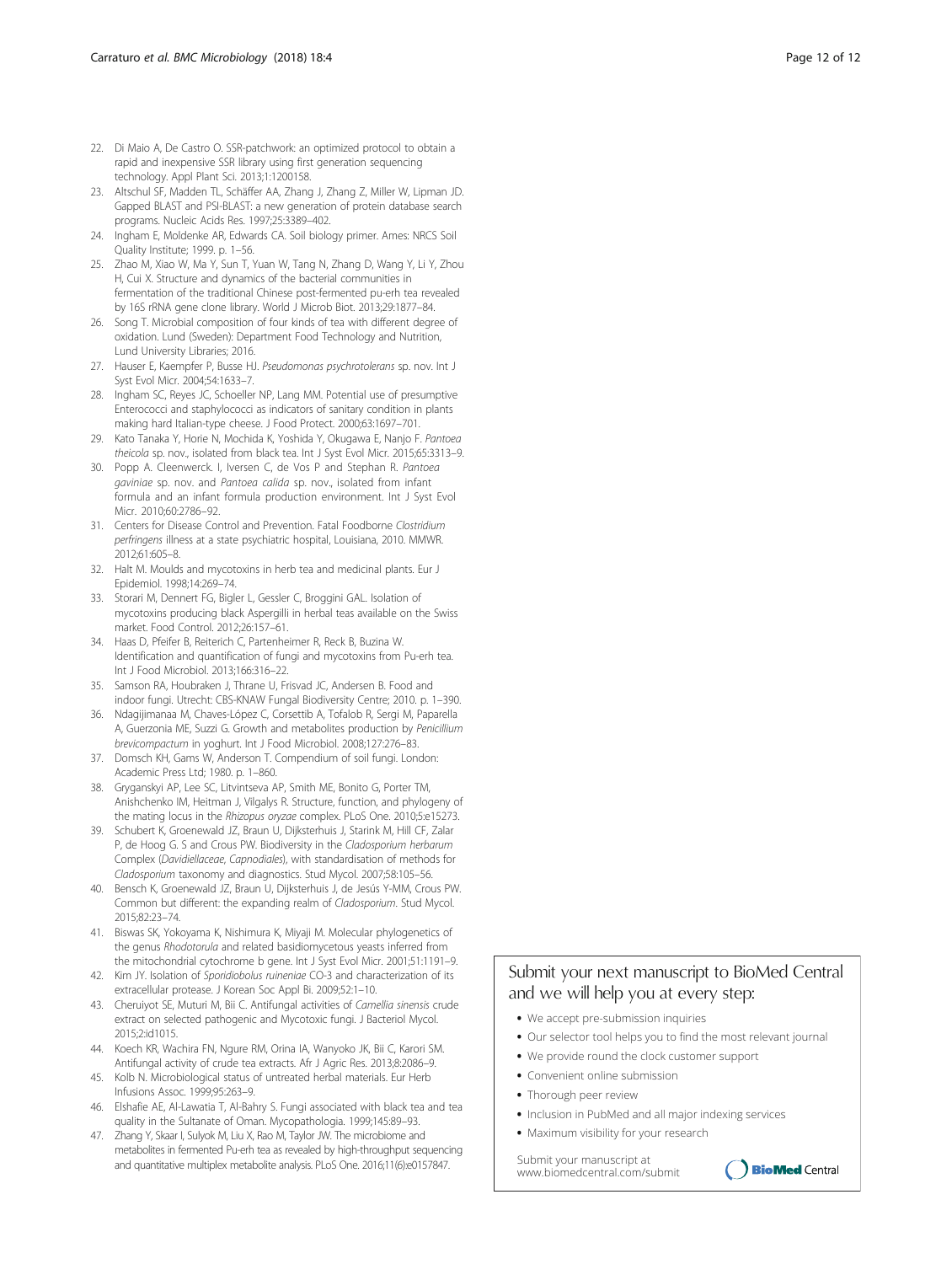22. Di Maio A, De Castro O. SSR-patchwork: an optimized protocol to obtain a rapid and inexpensive SSR library using first generation sequencing technology. Appl Plant Sci. 2013;1:1200158.
23. Altschul SF, Madden TL, Schäffer AA, Zhang J, Zhang Z, Miller W, Lipman JD. Gapped BLAST and PSI-BLAST: a new generation of protein database search programs. Nucleic Acids Res. 1997;25:3389–402.
24. Ingham E, Moldenke AR, Edwards CA. Soil biology primer. Ames: NRCS Soil Quality Institute; 1999. p. 1–56.
25. Zhao M, Xiao W, Ma Y, Sun T, Yuan W, Tang N, Zhang D, Wang Y, Li Y, Zhou H, Cui X. Structure and dynamics of the bacterial communities in fermentation of the traditional Chinese post-fermented pu-erh tea revealed by 16S rRNA gene clone library. World J Microb Biot. 2013;29:1877–84.
26. Song T. Microbial composition of four kinds of tea with different degree of oxidation. Lund (Sweden): Department Food Technology and Nutrition, Lund University Libraries; 2016.
27. Hauser E, Kaempfer P, Busse HJ. *Pseudomonas psychrotolerans* sp. nov. Int J Syst Evol Micr. 2004;54:1633–7.
28. Ingham SC, Reyes JC, Schoeller NP, Lang MM. Potential use of presumptive Enterococci and staphylococci as indicators of sanitary condition in plants making hard Italian-type cheese. J Food Protect. 2000;63:1697–701.
29. Kato Tanaka Y, Horie N, Mochida K, Yoshida Y, Okugawa E, Nanjo F. *Pantoea theicola* sp. nov., isolated from black tea. Int J Syst Evol Micr. 2015;65:3313–9.
30. Popp A. Cleenwerck. I, Iversen C, de Vos P and Stephan R. *Pantoea gaviniae* sp. nov. and *Pantoea calida* sp. nov., isolated from infant formula and an infant formula production environment. Int J Syst Evol Micr. 2010;60:2786–92.
31. Centers for Disease Control and Prevention. Fatal Foodborne *Clostridium perfringens* illness at a state psychiatric hospital, Louisiana, 2010. MMWR. 2012;61:605–8.
32. Halt M. Moulds and mycotoxins in herb tea and medicinal plants. Eur J Epidemiol. 1998;14:269–74.
33. Storari M, Dennert FG, Bigler L, Gessler C, Broggini GAL. Isolation of mycotoxins producing black Aspergilli in herbal teas available on the Swiss market. Food Control. 2012;26:157–61.
34. Haas D, Pfeifer B, Reiterich C, Partenheimer R, Reck B, Buzina W. Identification and quantification of fungi and mycotoxins from Pu-erh tea. Int J Food Microbiol. 2013;166:316–22.
35. Samson RA, Houbraken J, Thrane U, Frisvad JC, Andersen B. Food and indoor fungi. Utrecht: CBS-KNAW Fungal Biodiversity Centre; 2010. p. 1–390.
36. Ndagijimanaa M, Chaves-López C, Corsettib A, Tofalob R, Sergi M, Paparella A, Guerzonia ME, Suzzi G. Growth and metabolites production by *Penicillium brevicompactum* in yoghurt. Int J Food Microbiol. 2008;127:276–83.
37. Domsch KH, Gams W, Anderson T. Compendium of soil fungi. London: Academic Press Ltd; 1980. p. 1–860.
38. Gryganskyi AP, Lee SC, Litvintseva AP, Smith ME, Bonito G, Porter TM, Anishchenko IM, Heitman J, Vilgalys R. Structure, function, and phylogeny of the mating locus in the *Rhizopus oryzae* complex. PLoS One. 2010;5:e15273.
39. Schubert K, Groenewald JZ, Braun U, Dijksterhuis J, Starink M, Hill CF, Zalar P, de Hoog G. S and Crous PW. Biodiversity in the *Cladosporium herbarum* Complex (*Davidiellaceae*, *Capnodiales*), with standardisation of methods for *Cladosporium* taxonomy and diagnostics. Stud Mycol. 2007;58:105–56.
40. Bensch K, Groenewald JZ, Braun U, Dijksterhuis J, de Jesús Y-MM, Crous PW. Common but different: the expanding realm of *Cladosporium*. Stud Mycol. 2015;82:23–74.
41. Biswas SK, Yokoyama K, Nishimura K, Miyaji M. Molecular phylogenetics of the genus *Rhodotorula* and related basidiomycetous yeasts inferred from the mitochondrial cytochrome b gene. Int J Syst Evol Micr. 2001;51:1191–9.
42. Kim JY. Isolation of *Sporidiobolus ruineniae* CO-3 and characterization of its extracellular protease. J Korean Soc Appl Bi. 2009;52:1–10.
43. Cheruiyot SE, Muturi M, Bii C. Antifungal activities of *Camellia sinensis* crude extract on selected pathogenic and Mycotoxic fungi. J Bacteriol Mycol. 2015;2:id1015.
44. Koech KR, Wachira FN, Ngure RM, Orina IA, Wanyoko JK, Bii C, Karori SM. Antifungal activity of crude tea extracts. Afr J Agric Res. 2013;8:2086–9.
45. Kolb N. Microbiological status of untreated herbal materials. Eur Herb Infusions Assoc. 1999;95:263–9.
46. Elshafie AE, Al-Lawatia T, Al-Bahry S. Fungi associated with black tea and tea quality in the Sultanate of Oman. Mycopathologia. 1999;145:89–93.
47. Zhang Y, Skaar I, Sulyok M, Liu X, Rao M, Taylor JW. The microbiome and metabolites in fermented Pu-erh tea as revealed by high-throughput sequencing and quantitative multiplex metabolite analysis. PLoS One. 2016;11(6):e0157847.

Submit your next manuscript to BioMed Central and we will help you at every step:

- We accept pre-submission inquiries
- Our selector tool helps you to find the most relevant journal
- We provide round the clock customer support
- Convenient online submission
- Thorough peer review
- Inclusion in PubMed and all major indexing services
- Maximum visibility for your research

Submit your manuscript at
www.biomedcentral.com/submit

BioMed Central